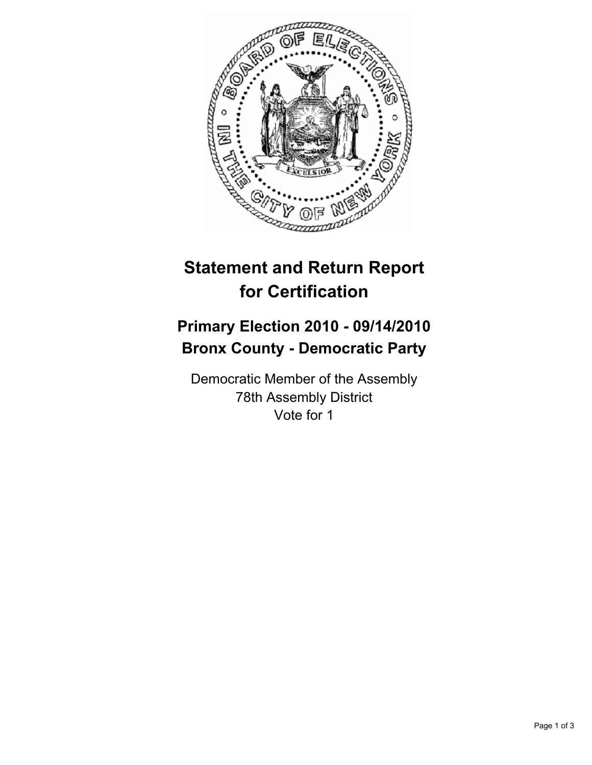# Statement and Return Report for Certification

## Primary Election 2010 - 09/14/2010
## Bronx County - Democratic Party

Democratic Member of the Assembly
78th Assembly District
Vote for 1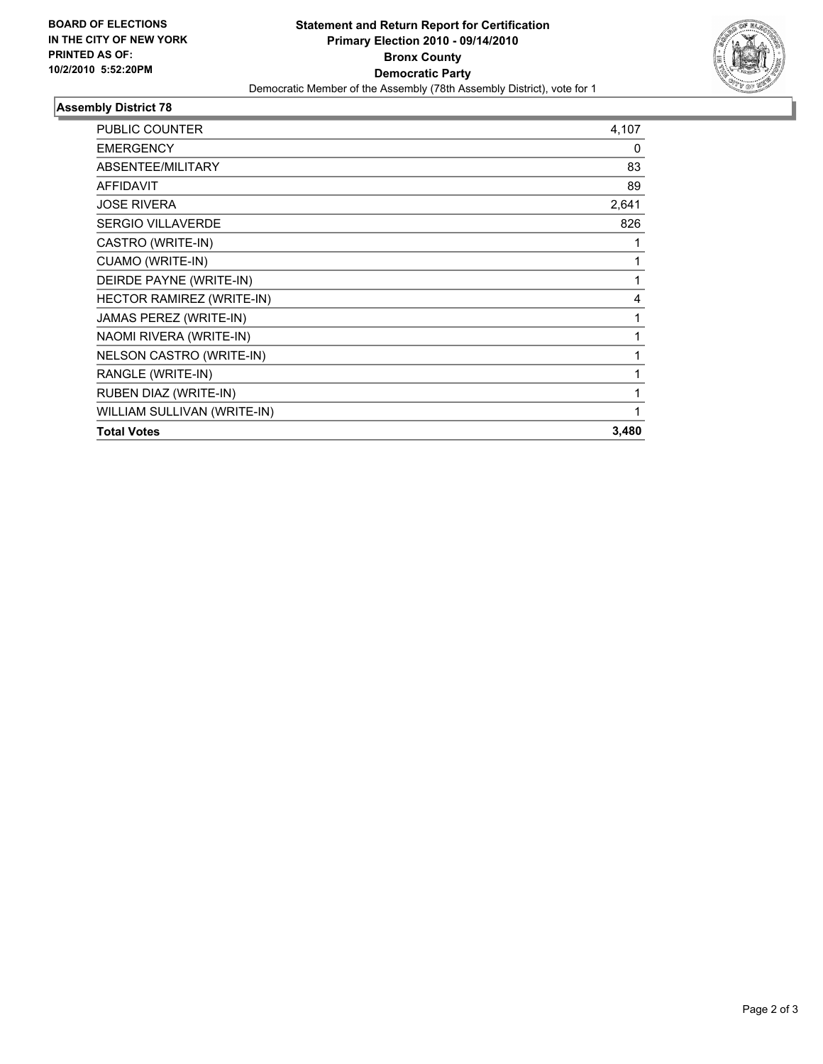**BOARD OF ELECTIONS IN THE CITY OF NEW YORK**
**PRINTED AS OF: 10/2/2010 5:52:20PM**

**Statement and Return Report for Certification**
**Primary Election 2010 - 09/14/2010**
**Bronx County**
**Democratic Party**
Democratic Member of the Assembly (78th Assembly District), vote for 1

## Assembly District 78

| | |
|---|---|
| PUBLIC COUNTER | 4,107 |
| EMERGENCY | 0 |
| ABSENTEE/MILITARY | 83 |
| AFFIDAVIT | 89 |
| JOSE RIVERA | 2,641 |
| SERGIO VILLAVERDE | 826 |
| CASTRO (WRITE-IN) | 1 |
| CUAMO (WRITE-IN) | 1 |
| DEIRDE PAYNE (WRITE-IN) | 1 |
| HECTOR RAMIREZ (WRITE-IN) | 4 |
| JAMAS PEREZ (WRITE-IN) | 1 |
| NAOMI RIVERA (WRITE-IN) | 1 |
| NELSON CASTRO (WRITE-IN) | 1 |
| RANGLE (WRITE-IN) | 1 |
| RUBEN DIAZ (WRITE-IN) | 1 |
| WILLIAM SULLIVAN (WRITE-IN) | 1 |
| **Total Votes** | **3,480** |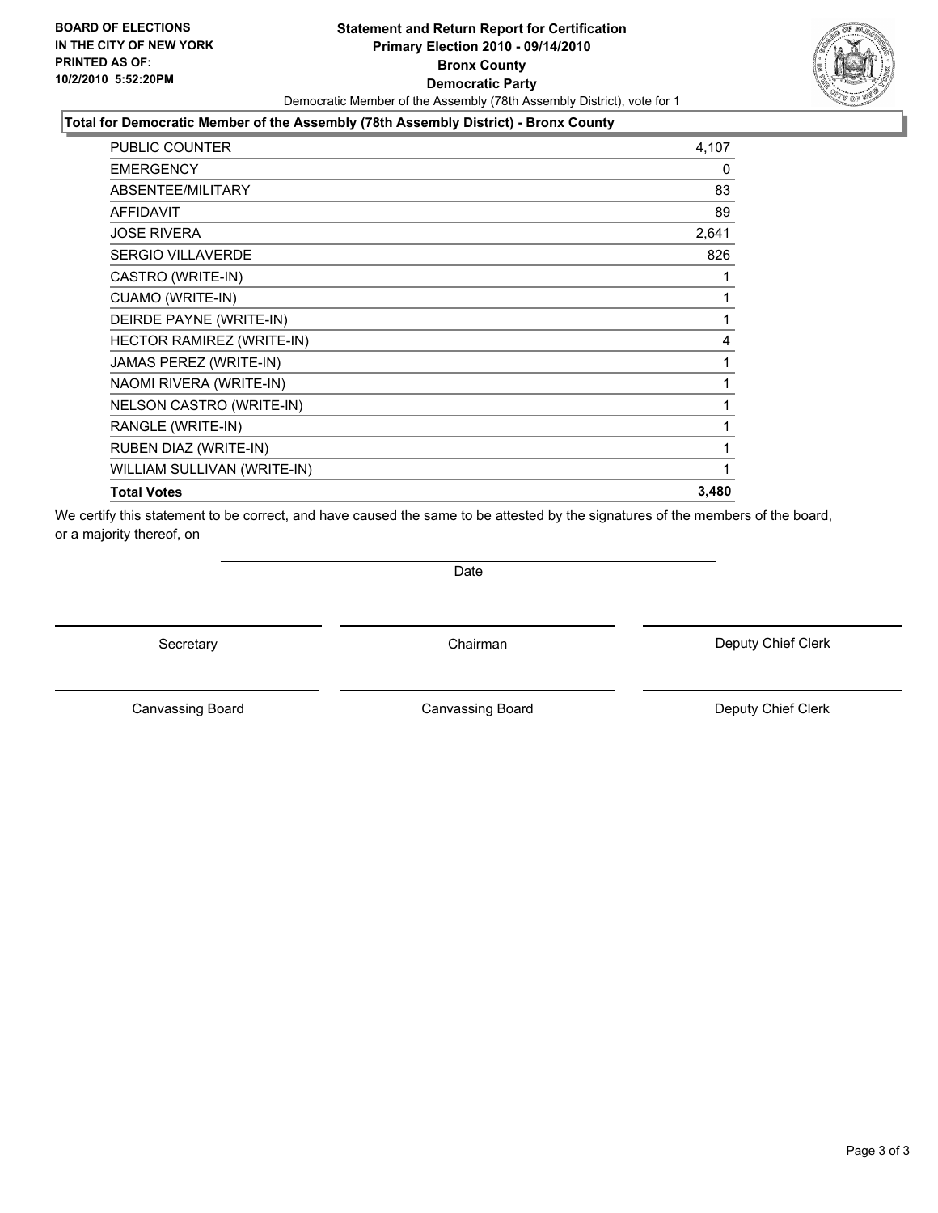**BOARD OF ELECTIONS IN THE CITY OF NEW YORK PRINTED AS OF: 10/2/2010 5:52:20PM**

**Statement and Return Report for Certification**
**Primary Election 2010 - 09/14/2010**
**Bronx County**
**Democratic Party**
Democratic Member of the Assembly (78th Assembly District), vote for 1

**Total for Democratic Member of the Assembly (78th Assembly District) - Bronx County**

| | |
|---|---|
| PUBLIC COUNTER | 4,107 |
| EMERGENCY | 0 |
| ABSENTEE/MILITARY | 83 |
| AFFIDAVIT | 89 |
| JOSE RIVERA | 2,641 |
| SERGIO VILLAVERDE | 826 |
| CASTRO (WRITE-IN) | 1 |
| CUAMO (WRITE-IN) | 1 |
| DEIRDE PAYNE (WRITE-IN) | 1 |
| HECTOR RAMIREZ (WRITE-IN) | 4 |
| JAMAS PEREZ (WRITE-IN) | 1 |
| NAOMI RIVERA (WRITE-IN) | 1 |
| NELSON CASTRO (WRITE-IN) | 1 |
| RANGLE (WRITE-IN) | 1 |
| RUBEN DIAZ (WRITE-IN) | 1 |
| WILLIAM SULLIVAN (WRITE-IN) | 1 |
| **Total Votes** | **3,480** |

We certify this statement to be correct, and have caused the same to be attested by the signatures of the members of the board, or a majority thereof, on

Date

Secretary | Chairman | Deputy Chief Clerk

Canvassing Board | Canvassing Board | Deputy Chief Clerk